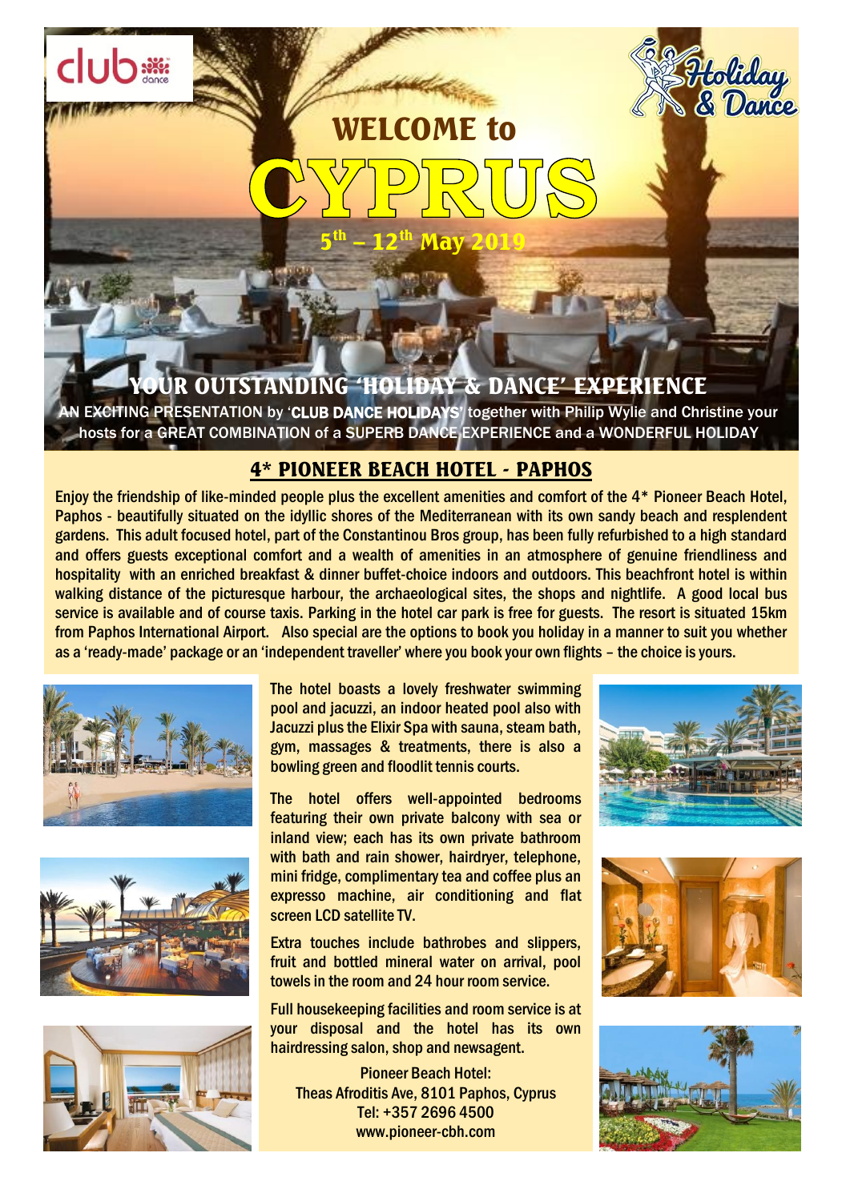club dance

Holiday & Dance

# WELCOME to CYPRUS

## 5th – 12th May 2019

## YOUR OUTSTANDING 'HOLIDAY & DANCE' EXPERIENCE

AN EXCITING PRESENTATION by '**CLUB DANCE HOLIDAYS**' together with Philip Wylie and Christine your hosts for a GREAT COMBINATION of a SUPERB DANCE EXPERIENCE and a WONDERFUL HOLIDAY

## 4* PIONEER BEACH HOTEL - PAPHOS

Enjoy the friendship of like-minded people plus the excellent amenities and comfort of the 4* Pioneer Beach Hotel, Paphos - beautifully situated on the idyllic shores of the Mediterranean with its own sandy beach and resplendent gardens. This adult focused hotel, part of the Constantinou Bros group, has been fully refurbished to a high standard and offers guests exceptional comfort and a wealth of amenities in an atmosphere of genuine friendliness and hospitality with an enriched breakfast & dinner buffet-choice indoors and outdoors. This beachfront hotel is within walking distance of the picturesque harbour, the archaeological sites, the shops and nightlife. A good local bus service is available and of course taxis. Parking in the hotel car park is free for guests. The resort is situated 15km from Paphos International Airport. Also special are the options to book you holiday in a manner to suit you whether as a 'ready-made' package or an 'independent traveller' where you book your own flights – the choice is yours.

The hotel boasts a lovely freshwater swimming pool and jacuzzi, an indoor heated pool also with Jacuzzi plus the Elixir Spa with sauna, steam bath, gym, massages & treatments, there is also a bowling green and floodlit tennis courts.

The hotel offers well-appointed bedrooms featuring their own private balcony with sea or inland view; each has its own private bathroom with bath and rain shower, hairdryer, telephone, mini fridge, complimentary tea and coffee plus an expresso machine, air conditioning and flat screen LCD satellite TV.

Extra touches include bathrobes and slippers, fruit and bottled mineral water on arrival, pool towels in the room and 24 hour room service.

Full housekeeping facilities and room service is at your disposal and the hotel has its own hairdressing salon, shop and newsagent.

Pioneer Beach Hotel:
Theas Afroditis Ave, 8101 Paphos, Cyprus
Tel: +357 2696 4500
www.pioneer-cbh.com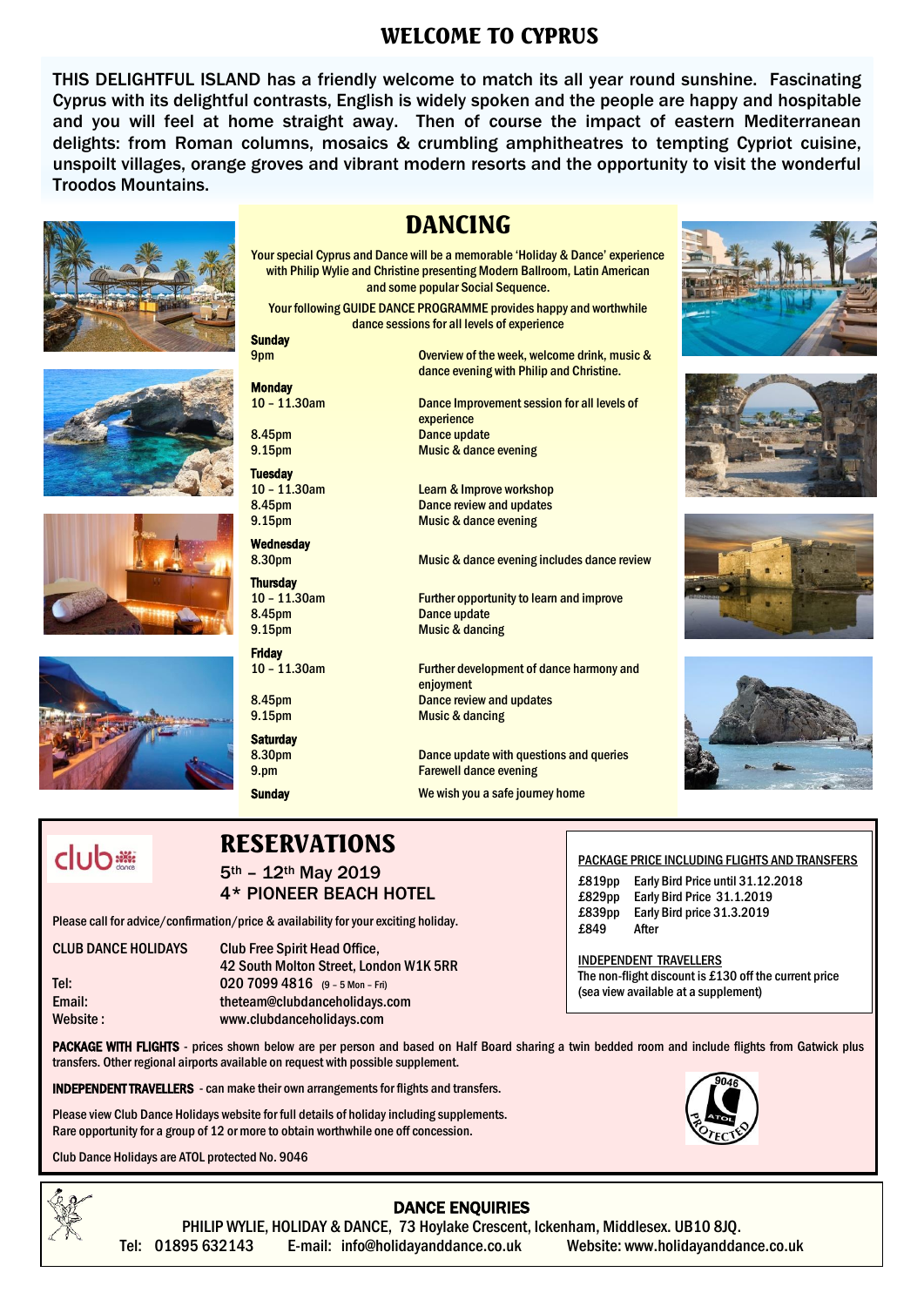# WELCOME TO CYPRUS

THIS DELIGHTFUL ISLAND has a friendly welcome to match its all year round sunshine. Fascinating Cyprus with its delightful contrasts, English is widely spoken and the people are happy and hospitable and you will feel at home straight away. Then of course the impact of eastern Mediterranean delights: from Roman columns, mosaics & crumbling amphitheatres to tempting Cypriot cuisine, unspoilt villages, orange groves and vibrant modern resorts and the opportunity to visit the wonderful Troodos Mountains.

## DANCING

Your special Cyprus and Dance will be a memorable 'Holiday & Dance' experience with Philip Wylie and Christine presenting Modern Ballroom, Latin American and some popular Social Sequence.

Your following GUIDE DANCE PROGRAMME provides happy and worthwhile dance sessions for all levels of experience

**Sunday**

| | |
|---|---|
| 9pm | Overview of the week, welcome drink, music & dance evening with Philip and Christine. |

**Monday**

| | |
|---|---|
| 10 – 11.30am | Dance Improvement session for all levels of experience |
| 8.45pm | Dance update |
| 9.15pm | Music & dance evening |

**Tuesday**

| | |
|---|---|
| 10 – 11.30am | Learn & Improve workshop |
| 8.45pm | Dance review and updates |
| 9.15pm | Music & dance evening |

**Wednesday**

| | |
|---|---|
| 8.30pm | Music & dance evening includes dance review |

**Thursday**

| | |
|---|---|
| 10 – 11.30am | Further opportunity to learn and improve |
| 8.45pm | Dance update |
| 9.15pm | Music & dancing |

**Friday**

| | |
|---|---|
| 10 – 11.30am | Further development of dance harmony and enjoyment |
| 8.45pm | Dance review and updates |
| 9.15pm | Music & dancing |

**Saturday**

| | |
|---|---|
| 8.30pm | Dance update with questions and queries |
| 9.pm | Farewell dance evening |

**Sunday** We wish you a safe journey home

club dance

## RESERVATIONS

5th – 12th May 2019

4* PIONEER BEACH HOTEL

Please call for advice/confirmation/price & availability for your exciting holiday.

| | |
|---|---|
| CLUB DANCE HOLIDAYS | Club Free Spirit Head Office, 42 South Molton Street, London W1K 5RR |
| Tel: | 020 7099 4816 (9 – 5 Mon – Fri) |
| Email: | theteam@clubdanceholidays.com |
| Website : | www.clubdanceholidays.com |

PACKAGE PRICE INCLUDING FLIGHTS AND TRANSFERS

| | |
|---|---|
| £819pp | Early Bird Price until 31.12.2018 |
| £829pp | Early Bird Price 31.1.2019 |
| £839pp | Early Bird price 31.3.2019 |
| £849 | After |

INDEPENDENT TRAVELLERS

The non-flight discount is £130 off the current price (sea view available at a supplement)

**PACKAGE WITH FLIGHTS** - prices shown below are per person and based on Half Board sharing a twin bedded room and include flights from Gatwick plus transfers. Other regional airports available on request with possible supplement.

**INDEPENDENT TRAVELLERS** - can make their own arrangements for flights and transfers.

Please view Club Dance Holidays website for full details of holiday including supplements.
Rare opportunity for a group of 12 or more to obtain worthwhile one off concession.

Club Dance Holidays are ATOL protected No. 9046

9046 ATOL PROTECTED

### DANCE ENQUIRIES

PHILIP WYLIE, HOLIDAY & DANCE, 73 Hoylake Crescent, Ickenham, Middlesex. UB10 8JQ.

Tel: 01895 632143 E-mail: info@holidayanddance.co.uk Website: www.holidayanddance.co.uk